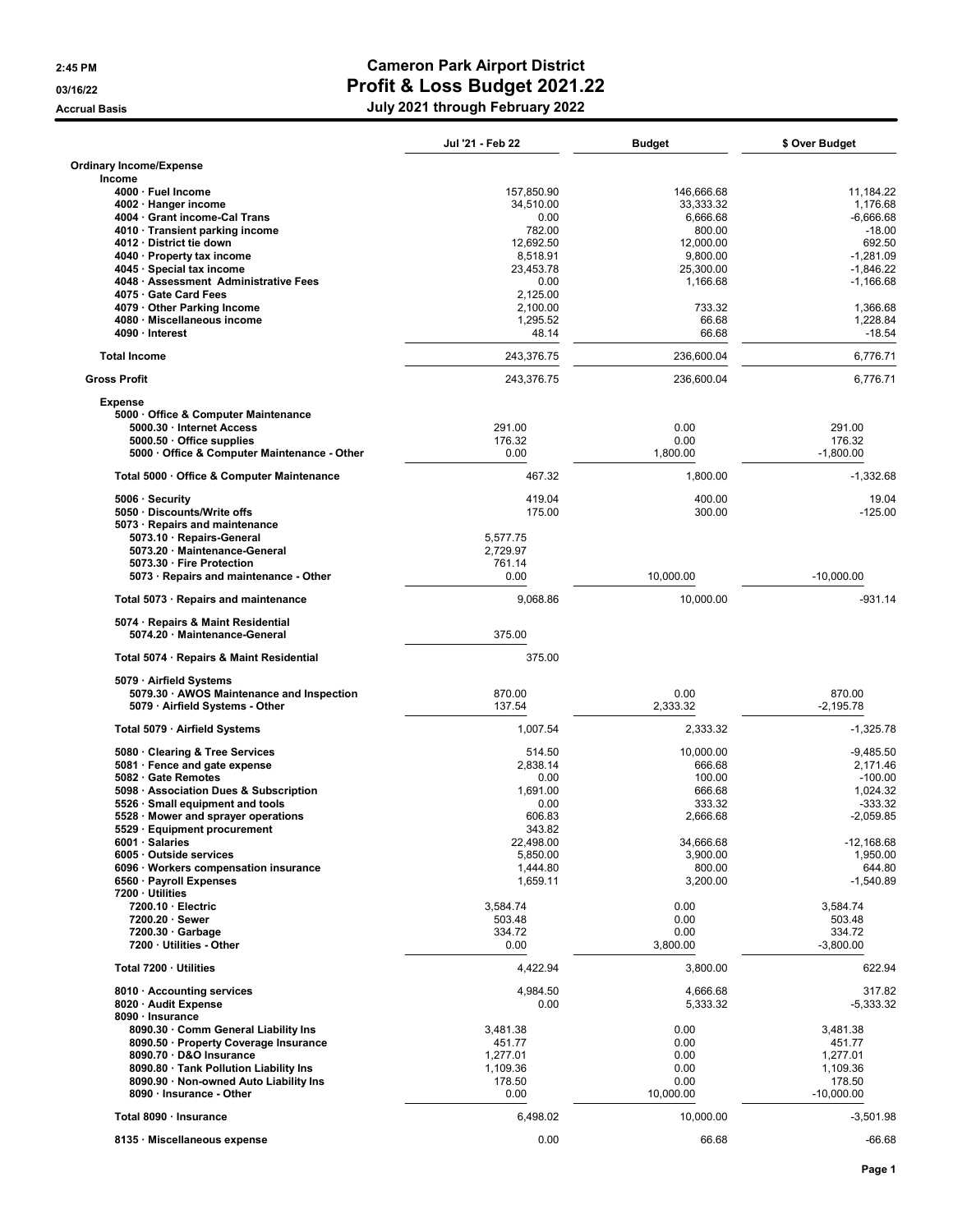# Cameron Park Airport District

## Profit & Loss Budget 2021.22

**July 2021 through February 2022**

2:45 PM
03/16/22
Accrual Basis

| | Jul '21 - Feb 22 | Budget | $ Over Budget |
|---|---|---|---|
| **Ordinary Income/Expense** | | | |
| **Income** | | | |
| 4000 · Fuel Income | 157,850.90 | 146,666.68 | 11,184.22 |
| 4002 · Hanger income | 34,510.00 | 33,333.32 | 1,176.68 |
| 4004 · Grant income-Cal Trans | 0.00 | 6,666.68 | -6,666.68 |
| 4010 · Transient parking income | 782.00 | 800.00 | -18.00 |
| 4012 · District tie down | 12,692.50 | 12,000.00 | 692.50 |
| 4040 · Property tax income | 8,518.91 | 9,800.00 | -1,281.09 |
| 4045 · Special tax income | 23,453.78 | 25,300.00 | -1,846.22 |
| 4048 · Assessment Administrative Fees | 0.00 | 1,166.68 | -1,166.68 |
| 4075 · Gate Card Fees | 2,125.00 | | |
| 4079 · Other Parking Income | 2,100.00 | 733.32 | 1,366.68 |
| 4080 · Miscellaneous income | 1,295.52 | 66.68 | 1,228.84 |
| 4090 · Interest | 48.14 | 66.68 | -18.54 |
| **Total Income** | 243,376.75 | 236,600.04 | 6,776.71 |
| **Gross Profit** | 243,376.75 | 236,600.04 | 6,776.71 |
| **Expense** | | | |
| 5000 · Office & Computer Maintenance | | | |
| 5000.30 · Internet Access | 291.00 | 0.00 | 291.00 |
| 5000.50 · Office supplies | 176.32 | 0.00 | 176.32 |
| 5000 · Office & Computer Maintenance - Other | 0.00 | 1,800.00 | -1,800.00 |
| **Total 5000 · Office & Computer Maintenance** | 467.32 | 1,800.00 | -1,332.68 |
| 5006 · Security | 419.04 | 400.00 | 19.04 |
| 5050 · Discounts/Write offs | 175.00 | 300.00 | -125.00 |
| 5073 · Repairs and maintenance | | | |
| 5073.10 · Repairs-General | 5,577.75 | | |
| 5073.20 · Maintenance-General | 2,729.97 | | |
| 5073.30 · Fire Protection | 761.14 | | |
| 5073 · Repairs and maintenance - Other | 0.00 | 10,000.00 | -10,000.00 |
| **Total 5073 · Repairs and maintenance** | 9,068.86 | 10,000.00 | -931.14 |
| 5074 · Repairs & Maint Residential | | | |
| 5074.20 · Maintenance-General | 375.00 | | |
| **Total 5074 · Repairs & Maint Residential** | 375.00 | | |
| 5079 · Airfield Systems | | | |
| 5079.30 · AWOS Maintenance and Inspection | 870.00 | 0.00 | 870.00 |
| 5079 · Airfield Systems - Other | 137.54 | 2,333.32 | -2,195.78 |
| **Total 5079 · Airfield Systems** | 1,007.54 | 2,333.32 | -1,325.78 |
| 5080 · Clearing & Tree Services | 514.50 | 10,000.00 | -9,485.50 |
| 5081 · Fence and gate expense | 2,838.14 | 666.68 | 2,171.46 |
| 5082 · Gate Remotes | 0.00 | 100.00 | -100.00 |
| 5098 · Association Dues & Subscription | 1,691.00 | 666.68 | 1,024.32 |
| 5526 · Small equipment and tools | 0.00 | 333.32 | -333.32 |
| 5528 · Mower and sprayer operations | 606.83 | 2,666.68 | -2,059.85 |
| 5529 · Equipment procurement | 343.82 | | |
| 6001 · Salaries | 22,498.00 | 34,666.68 | -12,168.68 |
| 6005 · Outside services | 5,850.00 | 3,900.00 | 1,950.00 |
| 6096 · Workers compensation insurance | 1,444.80 | 800.00 | 644.80 |
| 6560 · Payroll Expenses | 1,659.11 | 3,200.00 | -1,540.89 |
| 7200 · Utilities | | | |
| 7200.10 · Electric | 3,584.74 | 0.00 | 3,584.74 |
| 7200.20 · Sewer | 503.48 | 0.00 | 503.48 |
| 7200.30 · Garbage | 334.72 | 0.00 | 334.72 |
| 7200 · Utilities - Other | 0.00 | 3,800.00 | -3,800.00 |
| **Total 7200 · Utilities** | 4,422.94 | 3,800.00 | 622.94 |
| 8010 · Accounting services | 4,984.50 | 4,666.68 | 317.82 |
| 8020 · Audit Expense | 0.00 | 5,333.32 | -5,333.32 |
| 8090 · Insurance | | | |
| 8090.30 · Comm General Liability Ins | 3,481.38 | 0.00 | 3,481.38 |
| 8090.50 · Property Coverage Insurance | 451.77 | 0.00 | 451.77 |
| 8090.70 · D&O Insurance | 1,277.01 | 0.00 | 1,277.01 |
| 8090.80 · Tank Pollution Liability Ins | 1,109.36 | 0.00 | 1,109.36 |
| 8090.90 · Non-owned Auto Liability Ins | 178.50 | 0.00 | 178.50 |
| 8090 · Insurance - Other | 0.00 | 10,000.00 | -10,000.00 |
| **Total 8090 · Insurance** | 6,498.02 | 10,000.00 | -3,501.98 |
| 8135 · Miscellaneous expense | 0.00 | 66.68 | -66.68 |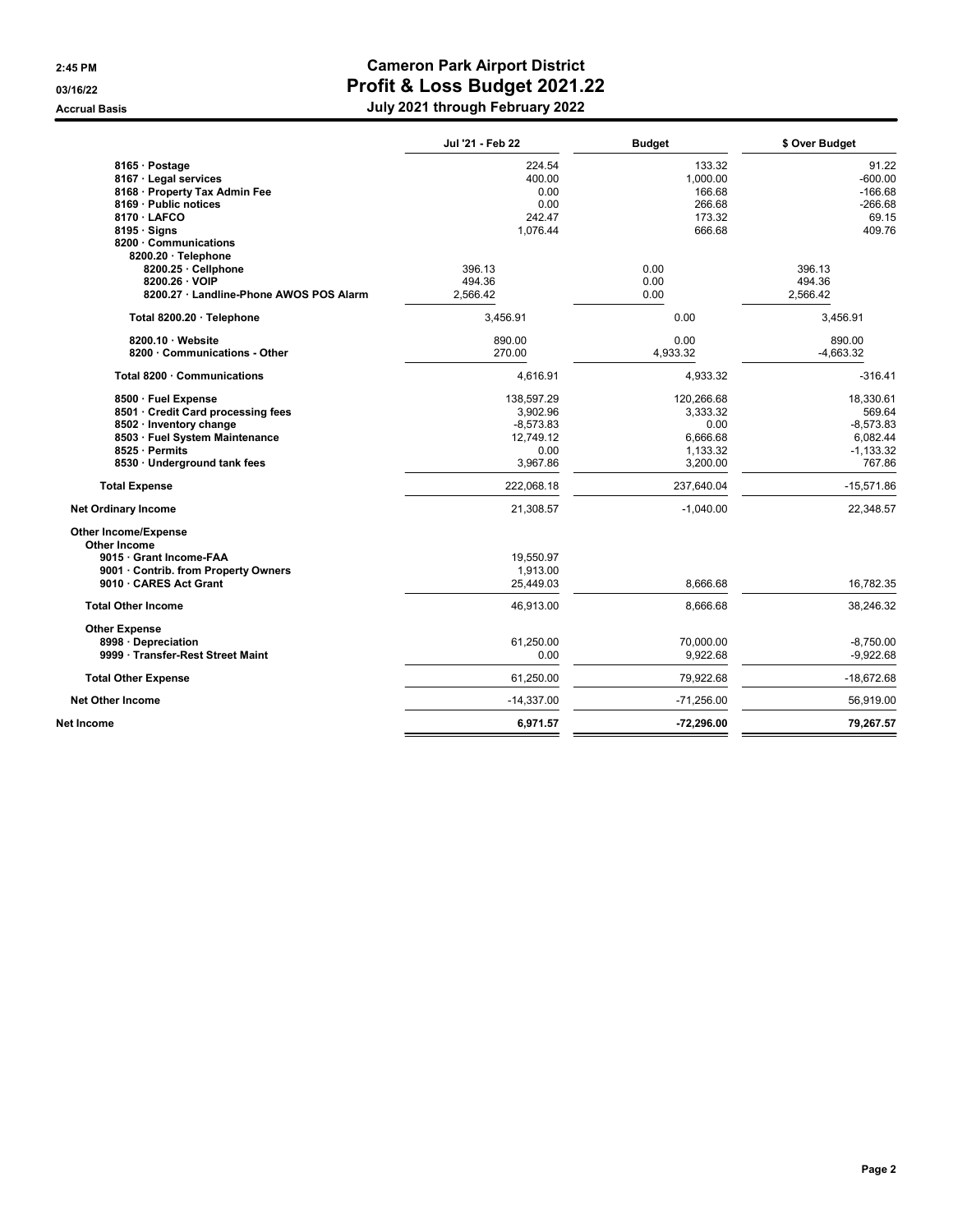# Cameron Park Airport District

## Profit & Loss Budget 2021.22

### July 2021 through February 2022

2:45 PM
03/16/22
Accrual Basis

| | Jul '21 - Feb 22 | Budget | $ Over Budget |
|---|---|---|---|
| 8165 · Postage | 224.54 | 133.32 | 91.22 |
| 8167 · Legal services | 400.00 | 1,000.00 | -600.00 |
| 8168 · Property Tax Admin Fee | 0.00 | 166.68 | -166.68 |
| 8169 · Public notices | 0.00 | 266.68 | -266.68 |
| 8170 · LAFCO | 242.47 | 173.32 | 69.15 |
| 8195 · Signs | 1,076.44 | 666.68 | 409.76 |
| 8200 · Communications | | | |
| 8200.20 · Telephone | | | |
| 8200.25 · Cellphone | 396.13 | 0.00 | 396.13 |
| 8200.26 · VOIP | 494.36 | 0.00 | 494.36 |
| 8200.27 · Landline-Phone AWOS POS Alarm | 2,566.42 | 0.00 | 2,566.42 |
| Total 8200.20 · Telephone | 3,456.91 | 0.00 | 3,456.91 |
| 8200.10 · Website | 890.00 | 0.00 | 890.00 |
| 8200 · Communications - Other | 270.00 | 4,933.32 | -4,663.32 |
| Total 8200 · Communications | 4,616.91 | 4,933.32 | -316.41 |
| 8500 · Fuel Expense | 138,597.29 | 120,266.68 | 18,330.61 |
| 8501 · Credit Card processing fees | 3,902.96 | 3,333.32 | 569.64 |
| 8502 · Inventory change | -8,573.83 | 0.00 | -8,573.83 |
| 8503 · Fuel System Maintenance | 12,749.12 | 6,666.68 | 6,082.44 |
| 8525 · Permits | 0.00 | 1,133.32 | -1,133.32 |
| 8530 · Underground tank fees | 3,967.86 | 3,200.00 | 767.86 |
| Total Expense | 222,068.18 | 237,640.04 | -15,571.86 |
| Net Ordinary Income | 21,308.57 | -1,040.00 | 22,348.57 |
| Other Income/Expense | | | |
| Other Income | | | |
| 9015 · Grant Income-FAA | 19,550.97 | | |
| 9001 · Contrib. from Property Owners | 1,913.00 | | |
| 9010 · CARES Act Grant | 25,449.03 | 8,666.68 | 16,782.35 |
| Total Other Income | 46,913.00 | 8,666.68 | 38,246.32 |
| Other Expense | | | |
| 8998 · Depreciation | 61,250.00 | 70,000.00 | -8,750.00 |
| 9999 · Transfer-Rest Street Maint | 0.00 | 9,922.68 | -9,922.68 |
| Total Other Expense | 61,250.00 | 79,922.68 | -18,672.68 |
| Net Other Income | -14,337.00 | -71,256.00 | 56,919.00 |
| Net Income | 6,971.57 | -72,296.00 | 79,267.57 |